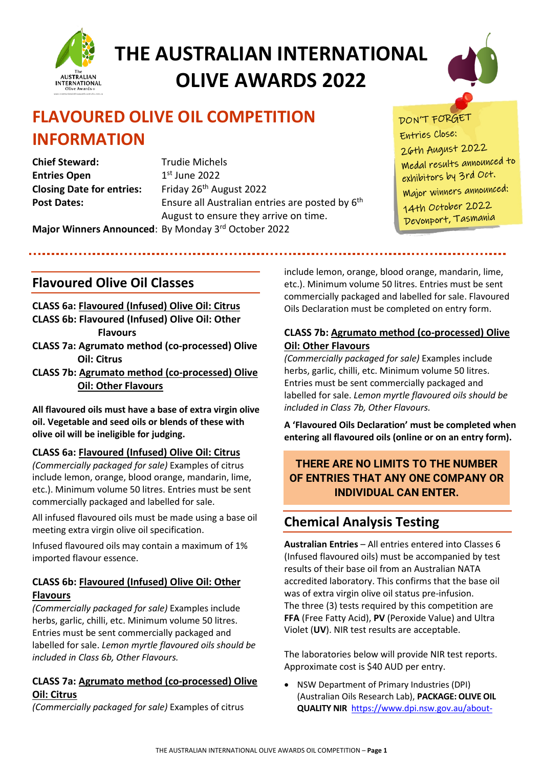# THE AUSTRALIAN INTERNATIONAL OLIVE AWARDS 2022

## FLAVOURED OLIVE OIL COMPETITION INFORMATION

**Chief Steward:** Trudie Michels
**Entries Open** 1st June 2022
**Closing Date for entries:** Friday 26th August 2022
**Post Dates:** Ensure all Australian entries are posted by 6th August to ensure they arrive on time.
**Major Winners Announced**: By Monday 3rd October 2022

DON'T FORGET
Entries Close:
26th August 2022
Medal results announced to exhibitors by 3rd Oct.
Major winners announced:
14th October 2022
Devonport, Tasmania

## Flavoured Olive Oil Classes

**CLASS 6a: Flavoured (Infused) Olive Oil: Citrus**
**CLASS 6b: Flavoured (Infused) Olive Oil: Other Flavours**
**CLASS 7a: Agrumato method (co-processed) Olive Oil: Citrus**
**CLASS 7b: Agrumato method (co-processed) Olive Oil: Other Flavours**

**All flavoured oils must have a base of extra virgin olive oil. Vegetable and seed oils or blends of these with olive oil will be ineligible for judging.**

### CLASS 6a: Flavoured (Infused) Olive Oil: Citrus

*(Commercially packaged for sale)* Examples of citrus include lemon, orange, blood orange, mandarin, lime, etc.). Minimum volume 50 litres. Entries must be sent commercially packaged and labelled for sale.

All infused flavoured oils must be made using a base oil meeting extra virgin olive oil specification.

Infused flavoured oils may contain a maximum of 1% imported flavour essence.

### CLASS 6b: Flavoured (Infused) Olive Oil: Other Flavours

*(Commercially packaged for sale)* Examples include herbs, garlic, chilli, etc. Minimum volume 50 litres. Entries must be sent commercially packaged and labelled for sale. *Lemon myrtle flavoured oils should be included in Class 6b, Other Flavours.*

### CLASS 7a: Agrumato method (co-processed) Olive Oil: Citrus

*(Commercially packaged for sale)* Examples of citrus include lemon, orange, blood orange, mandarin, lime, etc.). Minimum volume 50 litres. Entries must be sent commercially packaged and labelled for sale. Flavoured Oils Declaration must be completed on entry form.

### CLASS 7b: Agrumato method (co-processed) Olive Oil: Other Flavours

*(Commercially packaged for sale)* Examples include herbs, garlic, chilli, etc. Minimum volume 50 litres. Entries must be sent commercially packaged and labelled for sale. *Lemon myrtle flavoured oils should be included in Class 7b, Other Flavours.*

**A 'Flavoured Oils Declaration' must be completed when entering all flavoured oils (online or on an entry form).**

**THERE ARE NO LIMITS TO THE NUMBER OF ENTRIES THAT ANY ONE COMPANY OR INDIVIDUAL CAN ENTER.**

## Chemical Analysis Testing

**Australian Entries** – All entries entered into Classes 6 (Infused flavoured oils) must be accompanied by test results of their base oil from an Australian NATA accredited laboratory. This confirms that the base oil was of extra virgin olive oil status pre-infusion. The three (3) tests required by this competition are **FFA** (Free Fatty Acid), **PV** (Peroxide Value) and Ultra Violet (**UV**). NIR test results are acceptable.

The laboratories below will provide NIR test reports. Approximate cost is $40 AUD per entry.

- NSW Department of Primary Industries (DPI) (Australian Oils Research Lab), **PACKAGE: OLIVE OIL QUALITY NIR** https://www.dpi.nsw.gov.au/about-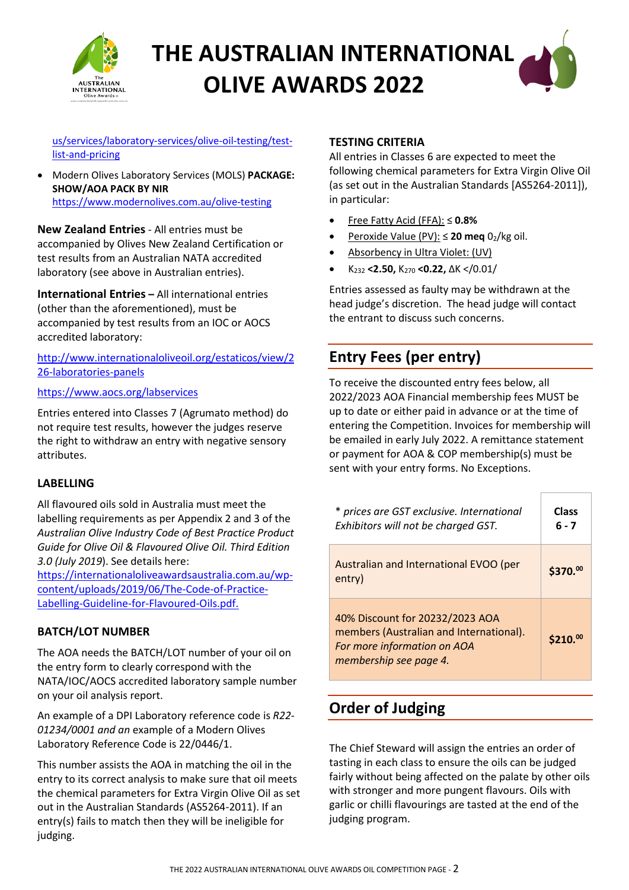# THE AUSTRALIAN INTERNATIONAL OLIVE AWARDS 2022

us/services/laboratory-services/olive-oil-testing/test-list-and-pricing

- Modern Olives Laboratory Services (MOLS) **PACKAGE: SHOW/AOA PACK BY NIR**
  https://www.modernolives.com.au/olive-testing

**New Zealand Entries** - All entries must be accompanied by Olives New Zealand Certification or test results from an Australian NATA accredited laboratory (see above in Australian entries).

**International Entries –** All international entries (other than the aforementioned), must be accompanied by test results from an IOC or AOCS accredited laboratory:

http://www.internationaloliveoil.org/estaticos/view/226-laboratories-panels

https://www.aocs.org/labservices

Entries entered into Classes 7 (Agrumato method) do not require test results, however the judges reserve the right to withdraw an entry with negative sensory attributes.

### LABELLING

All flavoured oils sold in Australia must meet the labelling requirements as per Appendix 2 and 3 of the *Australian Olive Industry Code of Best Practice Product Guide for Olive Oil & Flavoured Olive Oil. Third Edition 3.0 (July 2019*). See details here: https://internationaloliveawardsaustralia.com.au/wp-content/uploads/2019/06/The-Code-of-Practice-Labelling-Guideline-for-Flavoured-Oils.pdf.

### BATCH/LOT NUMBER

The AOA needs the BATCH/LOT number of your oil on the entry form to clearly correspond with the NATA/IOC/AOCS accredited laboratory sample number on your oil analysis report.

An example of a DPI Laboratory reference code is *R22-01234/0001 and an* example of a Modern Olives Laboratory Reference Code is 22/0446/1.

This number assists the AOA in matching the oil in the entry to its correct analysis to make sure that oil meets the chemical parameters for Extra Virgin Olive Oil as set out in the Australian Standards (AS5264-2011). If an entry(s) fails to match then they will be ineligible for judging.

### TESTING CRITERIA

All entries in Classes 6 are expected to meet the following chemical parameters for Extra Virgin Olive Oil (as set out in the Australian Standards [AS5264-2011]), in particular:

- Free Fatty Acid (FFA): ≤ **0.8%**
- Peroxide Value (PV): ≤ **20 meq** $0_2$/kg oil.
- Absorbency in Ultra Violet: (UV)
- $K_{232}$ **<2.50,** $K_{270}$ **<0.22,** ΔK </0.01/

Entries assessed as faulty may be withdrawn at the head judge's discretion. The head judge will contact the entrant to discuss such concerns.

## Entry Fees (per entry)

To receive the discounted entry fees below, all 2022/2023 AOA Financial membership fees MUST be up to date or either paid in advance or at the time of entering the Competition. Invoices for membership will be emailed in early July 2022. A remittance statement or payment for AOA & COP membership(s) must be sent with your entry forms. No Exceptions.

| * *prices are GST exclusive. International Exhibitors will not be charged GST.* | **Class 6 - 7** |
|---|---|
| Australian and International EVOO (per entry) | **$370.00** |
| 40% Discount for 20232/2023 AOA members (Australian and International). *For more information on AOA membership see page 4.* | **$210.00** |

## Order of Judging

The Chief Steward will assign the entries an order of tasting in each class to ensure the oils can be judged fairly without being affected on the palate by other oils with stronger and more pungent flavours. Oils with garlic or chilli flavourings are tasted at the end of the judging program.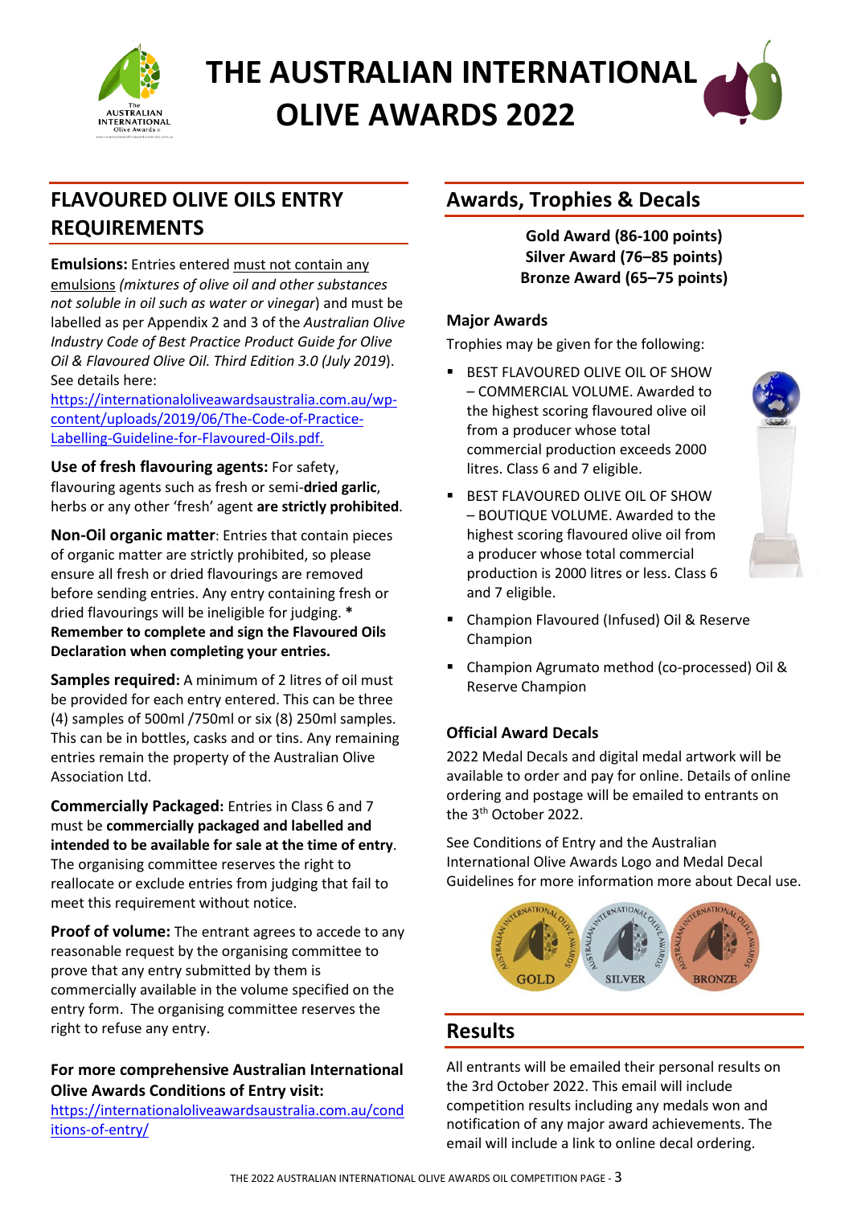# THE AUSTRALIAN INTERNATIONAL OLIVE AWARDS 2022

## FLAVOURED OLIVE OILS ENTRY REQUIREMENTS

**Emulsions:** Entries entered must not contain any emulsions *(mixtures of olive oil and other substances not soluble in oil such as water or vinegar*) and must be labelled as per Appendix 2 and 3 of the *Australian Olive Industry Code of Best Practice Product Guide for Olive Oil & Flavoured Olive Oil. Third Edition 3.0 (July 2019*). See details here: https://internationaloliveawardsaustralia.com.au/wp-content/uploads/2019/06/The-Code-of-Practice-Labelling-Guideline-for-Flavoured-Oils.pdf.

**Use of fresh flavouring agents:** For safety, flavouring agents such as fresh or semi-**dried garlic**, herbs or any other 'fresh' agent **are strictly prohibited**.

**Non-Oil organic matter**: Entries that contain pieces of organic matter are strictly prohibited, so please ensure all fresh or dried flavourings are removed before sending entries. Any entry containing fresh or dried flavourings will be ineligible for judging. * **Remember to complete and sign the Flavoured Oils Declaration when completing your entries.**

**Samples required:** A minimum of 2 litres of oil must be provided for each entry entered. This can be three (4) samples of 500ml /750ml or six (8) 250ml samples. This can be in bottles, casks and or tins. Any remaining entries remain the property of the Australian Olive Association Ltd.

**Commercially Packaged:** Entries in Class 6 and 7 must be **commercially packaged and labelled and intended to be available for sale at the time of entry**. The organising committee reserves the right to reallocate or exclude entries from judging that fail to meet this requirement without notice.

**Proof of volume:** The entrant agrees to accede to any reasonable request by the organising committee to prove that any entry submitted by them is commercially available in the volume specified on the entry form. The organising committee reserves the right to refuse any entry.

**For more comprehensive Australian International Olive Awards Conditions of Entry visit:**
https://internationaloliveawardsaustralia.com.au/conditions-of-entry/

## Awards, Trophies & Decals

**Gold Award (86-100 points)**
**Silver Award (76–85 points)**
**Bronze Award (65–75 points)**

### Major Awards

Trophies may be given for the following:

- BEST FLAVOURED OLIVE OIL OF SHOW – COMMERCIAL VOLUME. Awarded to the highest scoring flavoured olive oil from a producer whose total commercial production exceeds 2000 litres. Class 6 and 7 eligible.
- BEST FLAVOURED OLIVE OIL OF SHOW – BOUTIQUE VOLUME. Awarded to the highest scoring flavoured olive oil from a producer whose total commercial production is 2000 litres or less. Class 6 and 7 eligible.
- Champion Flavoured (Infused) Oil & Reserve Champion
- Champion Agrumato method (co-processed) Oil & Reserve Champion

### Official Award Decals

2022 Medal Decals and digital medal artwork will be available to order and pay for online. Details of online ordering and postage will be emailed to entrants on the 3rd October 2022.

See Conditions of Entry and the Australian International Olive Awards Logo and Medal Decal Guidelines for more information more about Decal use.

## Results

All entrants will be emailed their personal results on the 3rd October 2022. This email will include competition results including any medals won and notification of any major award achievements. The email will include a link to online decal ordering.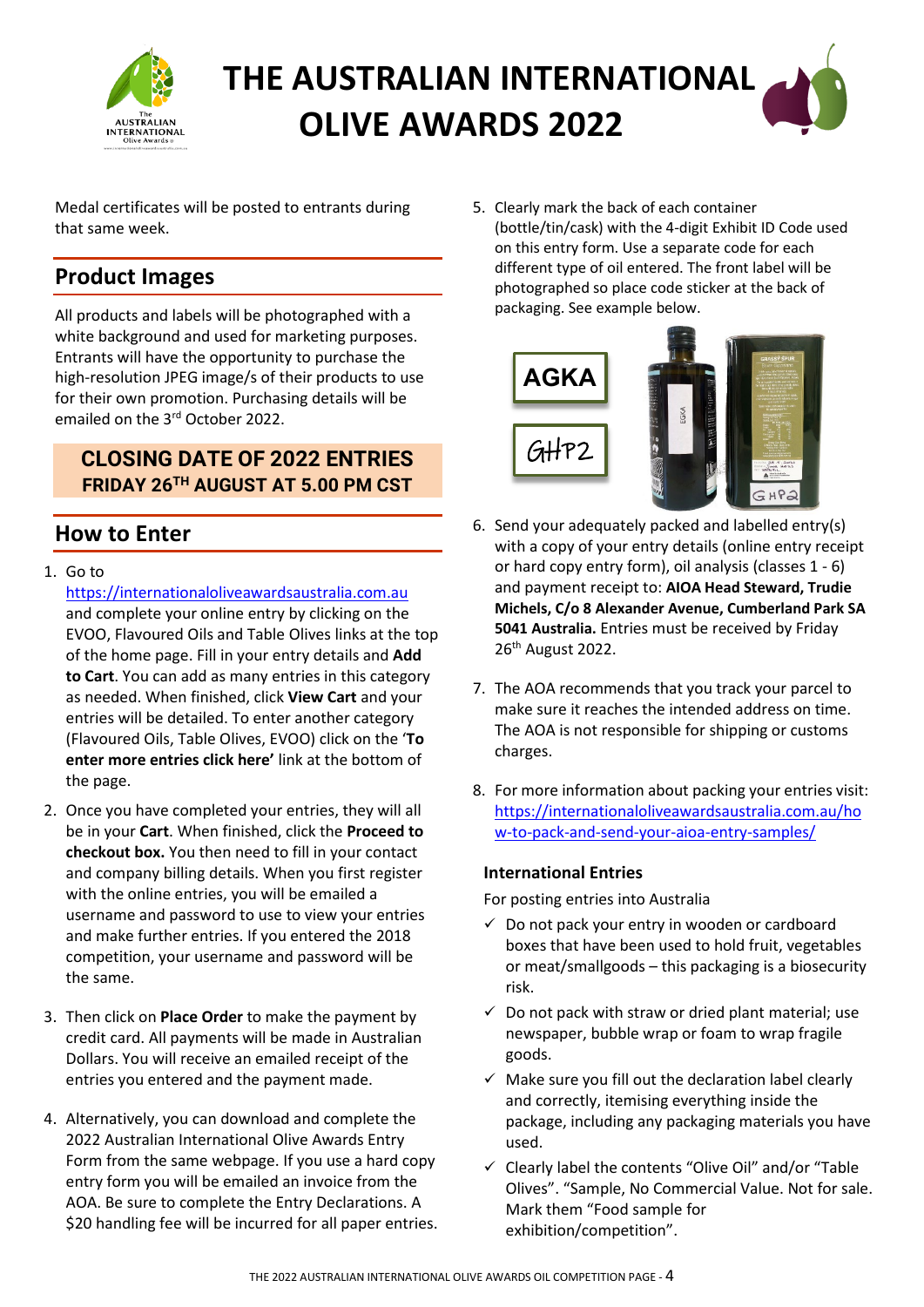# THE AUSTRALIAN INTERNATIONAL OLIVE AWARDS 2022

Medal certificates will be posted to entrants during that same week.

## Product Images

All products and labels will be photographed with a white background and used for marketing purposes. Entrants will have the opportunity to purchase the high-resolution JPEG image/s of their products to use for their own promotion. Purchasing details will be emailed on the 3rd October 2022.

**CLOSING DATE OF 2022 ENTRIES**
**FRIDAY 26TH AUGUST AT 5.00 PM CST**

## How to Enter

1. Go to https://internationaloliveawardsaustralia.com.au and complete your online entry by clicking on the EVOO, Flavoured Oils and Table Olives links at the top of the home page. Fill in your entry details and **Add to Cart**. You can add as many entries in this category as needed. When finished, click **View Cart** and your entries will be detailed. To enter another category (Flavoured Oils, Table Olives, EVOO) click on the '**To enter more entries click here'** link at the bottom of the page.

2. Once you have completed your entries, they will all be in your **Cart**. When finished, click the **Proceed to checkout box.** You then need to fill in your contact and company billing details. When you first register with the online entries, you will be emailed a username and password to use to view your entries and make further entries. If you entered the 2018 competition, your username and password will be the same.

3. Then click on **Place Order** to make the payment by credit card. All payments will be made in Australian Dollars. You will receive an emailed receipt of the entries you entered and the payment made.

4. Alternatively, you can download and complete the 2022 Australian International Olive Awards Entry Form from the same webpage. If you use a hard copy entry form you will be emailed an invoice from the AOA. Be sure to complete the Entry Declarations. A $20 handling fee will be incurred for all paper entries.

5. Clearly mark the back of each container (bottle/tin/cask) with the 4-digit Exhibit ID Code used on this entry form. Use a separate code for each different type of oil entered. The front label will be photographed so place code sticker at the back of packaging. See example below.

AGKA

GHP2

6. Send your adequately packed and labelled entry(s) with a copy of your entry details (online entry receipt or hard copy entry form), oil analysis (classes 1 - 6) and payment receipt to: **AIOA Head Steward, Trudie Michels, C/o 8 Alexander Avenue, Cumberland Park SA 5041 Australia.** Entries must be received by Friday 26th August 2022.

7. The AOA recommends that you track your parcel to make sure it reaches the intended address on time. The AOA is not responsible for shipping or customs charges.

8. For more information about packing your entries visit: https://internationaloliveawardsaustralia.com.au/how-to-pack-and-send-your-aioa-entry-samples/

### International Entries

For posting entries into Australia

- ✓ Do not pack your entry in wooden or cardboard boxes that have been used to hold fruit, vegetables or meat/smallgoods – this packaging is a biosecurity risk.
- ✓ Do not pack with straw or dried plant material; use newspaper, bubble wrap or foam to wrap fragile goods.
- ✓ Make sure you fill out the declaration label clearly and correctly, itemising everything inside the package, including any packaging materials you have used.
- ✓ Clearly label the contents "Olive Oil" and/or "Table Olives". "Sample, No Commercial Value. Not for sale. Mark them "Food sample for exhibition/competition".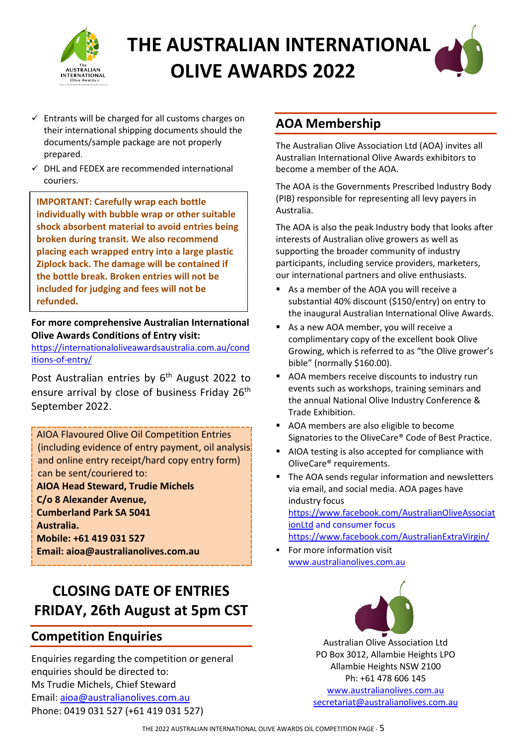# THE AUSTRALIAN INTERNATIONAL OLIVE AWARDS 2022

- ✓ Entrants will be charged for all customs charges on their international shipping documents should the documents/sample package are not properly prepared.
- ✓ DHL and FEDEX are recommended international couriers.

**IMPORTANT: Carefully wrap each bottle individually with bubble wrap or other suitable shock absorbent material to avoid entries being broken during transit. We also recommend placing each wrapped entry into a large plastic Ziplock back. The damage will be contained if the bottle break. Broken entries will not be included for judging and fees will not be refunded.**

**For more comprehensive Australian International Olive Awards Conditions of Entry visit:**
https://internationaloliveawardsaustralia.com.au/conditions-of-entry/

Post Australian entries by 6th August 2022 to ensure arrival by close of business Friday 26th September 2022.

AIOA Flavoured Olive Oil Competition Entries (including evidence of entry payment, oil analysis and online entry receipt/hard copy entry form) can be sent/couriered to:
**AIOA Head Steward, Trudie Michels**
**C/o 8 Alexander Avenue,**
**Cumberland Park SA 5041**
**Australia.**
**Mobile: +61 419 031 527**
**Email: aioa@australianolives.com.au**

## CLOSING DATE OF ENTRIES FRIDAY, 26th August at 5pm CST

## Competition Enquiries

Enquiries regarding the competition or general enquiries should be directed to:
Ms Trudie Michels, Chief Steward
Email: aioa@australianolives.com.au
Phone: 0419 031 527 (+61 419 031 527)

## AOA Membership

The Australian Olive Association Ltd (AOA) invites all Australian International Olive Awards exhibitors to become a member of the AOA.

The AOA is the Governments Prescribed Industry Body (PIB) responsible for representing all levy payers in Australia.

The AOA is also the peak Industry body that looks after interests of Australian olive growers as well as supporting the broader community of industry participants, including service providers, marketers, our international partners and olive enthusiasts.

- As a member of the AOA you will receive a substantial 40% discount ($150/entry) on entry to the inaugural Australian International Olive Awards.
- As a new AOA member, you will receive a complimentary copy of the excellent book Olive Growing, which is referred to as "the Olive grower's bible" (normally $160.00).
- AOA members receive discounts to industry run events such as workshops, training seminars and the annual National Olive Industry Conference & Trade Exhibition.
- AOA members are also eligible to become Signatories to the OliveCare® Code of Best Practice.
- AIOA testing is also accepted for compliance with OliveCare® requirements.
- The AOA sends regular information and newsletters via email, and social media. AOA pages have industry focus https://www.facebook.com/AustralianOliveAssociationLtd and consumer focus https://www.facebook.com/AustralianExtraVirgin/
- For more information visit www.australianolives.com.au

Australian Olive Association Ltd
PO Box 3012, Allambie Heights LPO
Allambie Heights NSW 2100
Ph: +61 478 606 145
www.australianolives.com.au
secretariat@australianolives.com.au